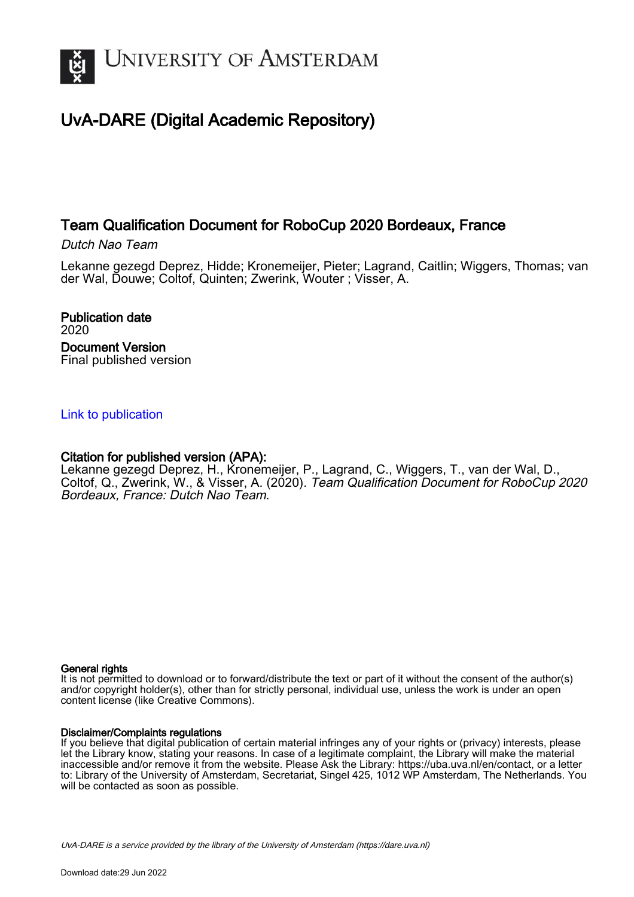# UNIVERSITY OF AMSTERDAM

## UvA-DARE (Digital Academic Repository)

### Team Qualification Document for RoboCup 2020 Bordeaux, France

*Dutch Nao Team*

Lekanne gezegd Deprez, Hidde; Kronemeijer, Pieter; Lagrand, Caitlin; Wiggers, Thomas; van der Wal, Douwe; Coltof, Quinten; Zwerink, Wouter ; Visser, A.

**Publication date**
2020

**Document Version**
Final published version

[Link to publication]

**Citation for published version (APA):**
Lekanne gezegd Deprez, H., Kronemeijer, P., Lagrand, C., Wiggers, T., van der Wal, D., Coltof, Q., Zwerink, W., & Visser, A. (2020). *Team Qualification Document for RoboCup 2020 Bordeaux, France: Dutch Nao Team*.

**General rights**
It is not permitted to download or to forward/distribute the text or part of it without the consent of the author(s) and/or copyright holder(s), other than for strictly personal, individual use, unless the work is under an open content license (like Creative Commons).

**Disclaimer/Complaints regulations**
If you believe that digital publication of certain material infringes any of your rights or (privacy) interests, please let the Library know, stating your reasons. In case of a legitimate complaint, the Library will make the material inaccessible and/or remove it from the website. Please Ask the Library: https://uba.uva.nl/en/contact, or a letter to: Library of the University of Amsterdam, Secretariat, Singel 425, 1012 WP Amsterdam, The Netherlands. You will be contacted as soon as possible.

UvA-DARE is a service provided by the library of the University of Amsterdam (https://dare.uva.nl)

Download date:29 Jun 2022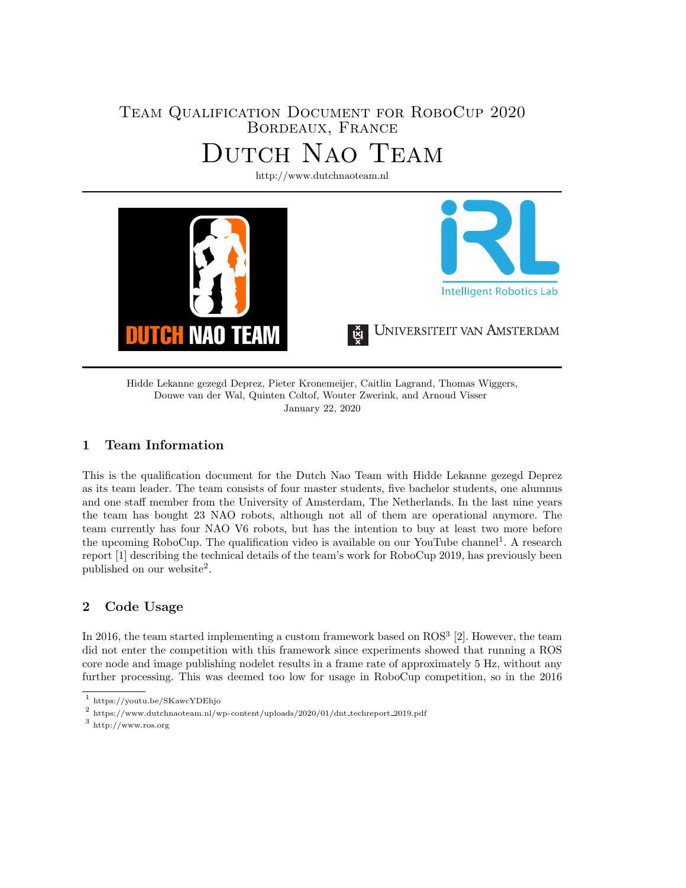# Team Qualification Document for RoboCup 2020 Bordeaux, France

# Dutch Nao Team

http://www.dutchnaoteam.nl

Hidde Lekanne gezegd Deprez, Pieter Kronemeijer, Caitlin Lagrand, Thomas Wiggers, Douwe van der Wal, Quinten Coltof, Wouter Zwerink, and Arnoud Visser

January 22, 2020

## 1 Team Information

This is the qualification document for the Dutch Nao Team with Hidde Lekanne gezegd Deprez as its team leader. The team consists of four master students, five bachelor students, one alumnus and one staff member from the University of Amsterdam, The Netherlands. In the last nine years the team has bought 23 NAO robots, although not all of them are operational anymore. The team currently has four NAO V6 robots, but has the intention to buy at least two more before the upcoming RoboCup. The qualification video is available on our YouTube channel[1]. A research report [1] describing the technical details of the team's work for RoboCup 2019, has previously been published on our website[2].

## 2 Code Usage

In 2016, the team started implementing a custom framework based on ROS[3] [2]. However, the team did not enter the competition with this framework since experiments showed that running a ROS core node and image publishing nodelet results in a frame rate of approximately 5 Hz, without any further processing. This was deemed too low for usage in RoboCup competition, so in the 2016

[1] https://youtu.be/SKawcYDEhjo

[2] https://www.dutchnaoteam.nl/wp-content/uploads/2020/01/dnt_techreport_2019.pdf

[3] http://www.ros.org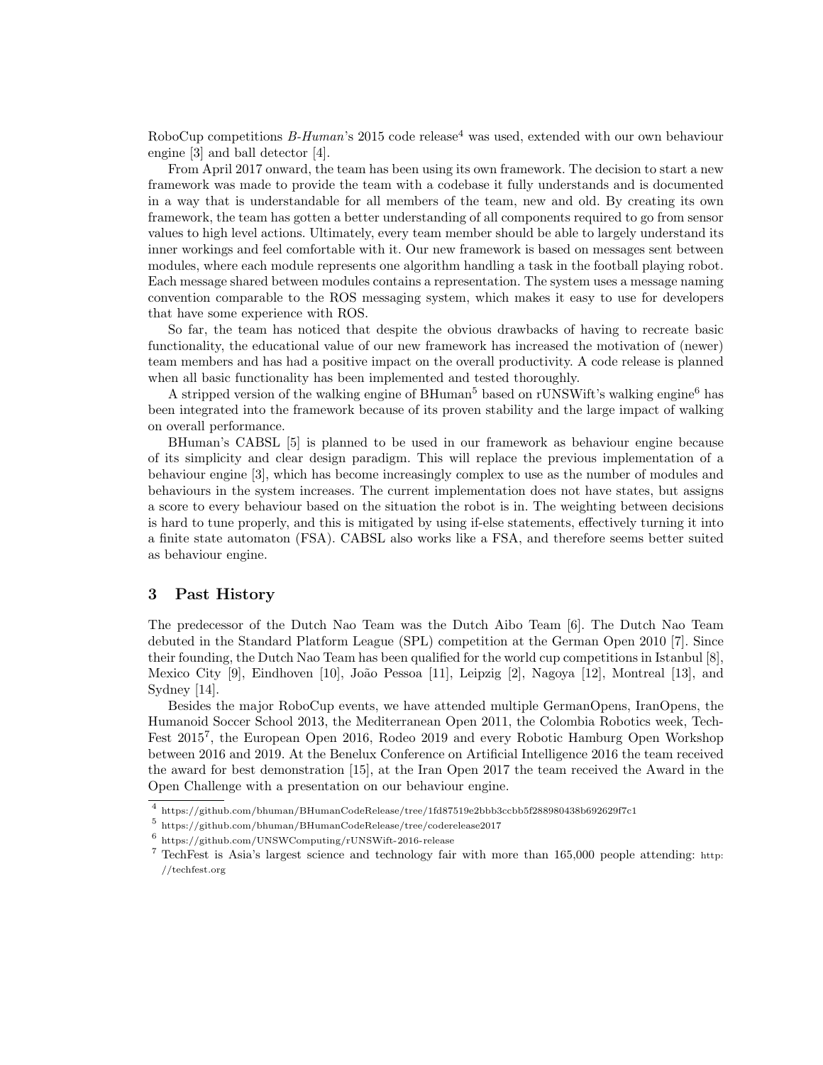RoboCup competitions *B-Human*'s 2015 code release[4] was used, extended with our own behaviour engine [3] and ball detector [4].

From April 2017 onward, the team has been using its own framework. The decision to start a new framework was made to provide the team with a codebase it fully understands and is documented in a way that is understandable for all members of the team, new and old. By creating its own framework, the team has gotten a better understanding of all components required to go from sensor values to high level actions. Ultimately, every team member should be able to largely understand its inner workings and feel comfortable with it. Our new framework is based on messages sent between modules, where each module represents one algorithm handling a task in the football playing robot. Each message shared between modules contains a representation. The system uses a message naming convention comparable to the ROS messaging system, which makes it easy to use for developers that have some experience with ROS.

So far, the team has noticed that despite the obvious drawbacks of having to recreate basic functionality, the educational value of our new framework has increased the motivation of (newer) team members and has had a positive impact on the overall productivity. A code release is planned when all basic functionality has been implemented and tested thoroughly.

A stripped version of the walking engine of BHuman[5] based on rUNSWift's walking engine[6] has been integrated into the framework because of its proven stability and the large impact of walking on overall performance.

BHuman's CABSL [5] is planned to be used in our framework as behaviour engine because of its simplicity and clear design paradigm. This will replace the previous implementation of a behaviour engine [3], which has become increasingly complex to use as the number of modules and behaviours in the system increases. The current implementation does not have states, but assigns a score to every behaviour based on the situation the robot is in. The weighting between decisions is hard to tune properly, and this is mitigated by using if-else statements, effectively turning it into a finite state automaton (FSA). CABSL also works like a FSA, and therefore seems better suited as behaviour engine.

## 3 Past History

The predecessor of the Dutch Nao Team was the Dutch Aibo Team [6]. The Dutch Nao Team debuted in the Standard Platform League (SPL) competition at the German Open 2010 [7]. Since their founding, the Dutch Nao Team has been qualified for the world cup competitions in Istanbul [8], Mexico City [9], Eindhoven [10], João Pessoa [11], Leipzig [2], Nagoya [12], Montreal [13], and Sydney [14].

Besides the major RoboCup events, we have attended multiple GermanOpens, IranOpens, the Humanoid Soccer School 2013, the Mediterranean Open 2011, the Colombia Robotics week, TechFest 2015[7], the European Open 2016, Rodeo 2019 and every Robotic Hamburg Open Workshop between 2016 and 2019. At the Benelux Conference on Artificial Intelligence 2016 the team received the award for best demonstration [15], at the Iran Open 2017 the team received the Award in the Open Challenge with a presentation on our behaviour engine.

[4] https://github.com/bhuman/BHumanCodeRelease/tree/1fd87519e2bbb3ccbb5f288980438b692629f7c1

[5] https://github.com/bhuman/BHumanCodeRelease/tree/coderelease2017

[6] https://github.com/UNSWComputing/rUNSWift-2016-release

[7] TechFest is Asia's largest science and technology fair with more than 165,000 people attending: http://techfest.org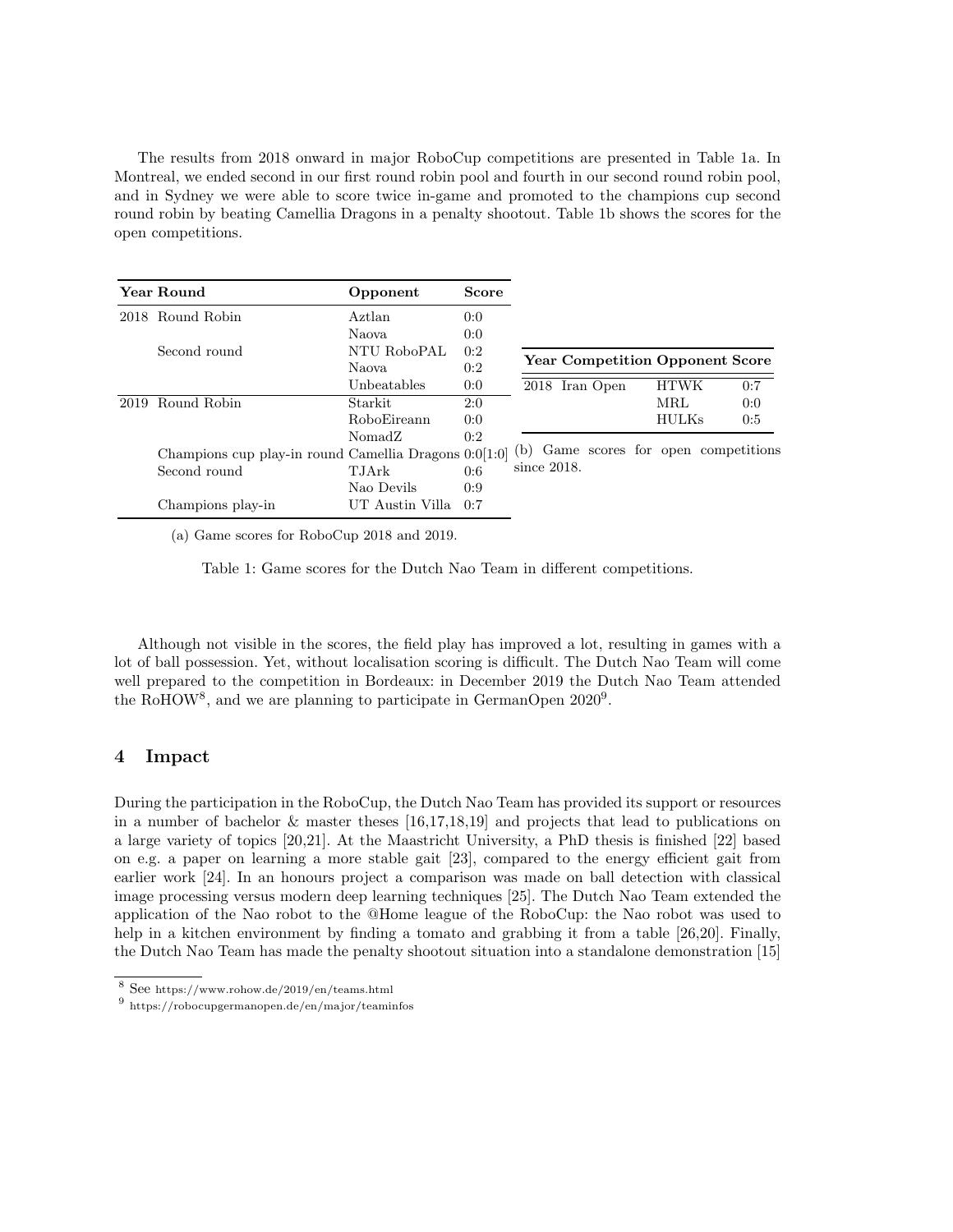The results from 2018 onward in major RoboCup competitions are presented in Table 1a. In Montreal, we ended second in our first round robin pool and fourth in our second round robin pool, and in Sydney we were able to score twice in-game and promoted to the champions cup second round robin by beating Camellia Dragons in a penalty shootout. Table 1b shows the scores for the open competitions.

| Year | Round | Opponent | Score |
|---|---|---|---|
| 2018 | Round Robin | Aztlan | 0:0 |
| | | Naova | 0:0 |
| | Second round | NTU RoboPAL | 0:2 |
| | | Naova | 0:2 |
| | | Unbeatables | 0:0 |
| 2019 | Round Robin | Starkit | 2:0 |
| | | RoboEireann | 0:0 |
| | | NomadZ | 0:2 |
| | Champions cup play-in round | Camellia Dragons | 0:0[1:0] |
| | Second round | TJArk | 0:6 |
| | | Nao Devils | 0:9 |
| | Champions play-in | UT Austin Villa | 0:7 |

(a) Game scores for RoboCup 2018 and 2019.

| Year | Competition | Opponent | Score |
|---|---|---|---|
| 2018 | Iran Open | HTWK | 0:7 |
| | | MRL | 0:0 |
| | | HULKs | 0:5 |

(b) Game scores for open competitions since 2018.

Table 1: Game scores for the Dutch Nao Team in different competitions.

Although not visible in the scores, the field play has improved a lot, resulting in games with a lot of ball possession. Yet, without localisation scoring is difficult. The Dutch Nao Team will come well prepared to the competition in Bordeaux: in December 2019 the Dutch Nao Team attended the RoHOW[8], and we are planning to participate in GermanOpen 2020[9].

## 4 Impact

During the participation in the RoboCup, the Dutch Nao Team has provided its support or resources in a number of bachelor & master theses [16,17,18,19] and projects that lead to publications on a large variety of topics [20,21]. At the Maastricht University, a PhD thesis is finished [22] based on e.g. a paper on learning a more stable gait [23], compared to the energy efficient gait from earlier work [24]. In an honours project a comparison was made on ball detection with classical image processing versus modern deep learning techniques [25]. The Dutch Nao Team extended the application of the Nao robot to the @Home league of the RoboCup: the Nao robot was used to help in a kitchen environment by finding a tomato and grabbing it from a table [26,20]. Finally, the Dutch Nao Team has made the penalty shootout situation into a standalone demonstration [15]

---

[8] See https://www.rohow.de/2019/en/teams.html

[9] https://robocupgermanopen.de/en/major/teaminfos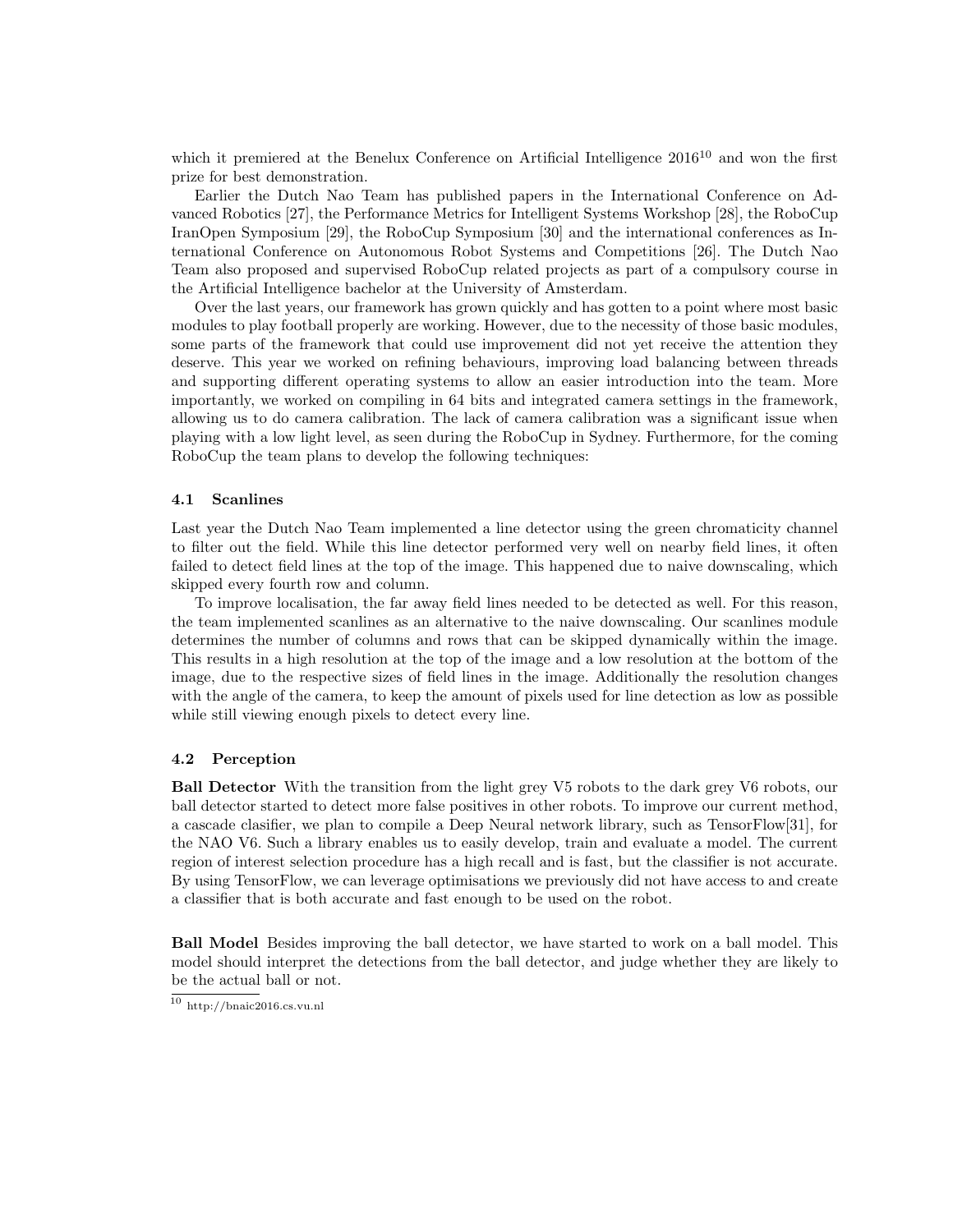which it premiered at the Benelux Conference on Artificial Intelligence 2016[10] and won the first prize for best demonstration.

Earlier the Dutch Nao Team has published papers in the International Conference on Advanced Robotics [27], the Performance Metrics for Intelligent Systems Workshop [28], the RoboCup IranOpen Symposium [29], the RoboCup Symposium [30] and the international conferences as International Conference on Autonomous Robot Systems and Competitions [26]. The Dutch Nao Team also proposed and supervised RoboCup related projects as part of a compulsory course in the Artificial Intelligence bachelor at the University of Amsterdam.

Over the last years, our framework has grown quickly and has gotten to a point where most basic modules to play football properly are working. However, due to the necessity of those basic modules, some parts of the framework that could use improvement did not yet receive the attention they deserve. This year we worked on refining behaviours, improving load balancing between threads and supporting different operating systems to allow an easier introduction into the team. More importantly, we worked on compiling in 64 bits and integrated camera settings in the framework, allowing us to do camera calibration. The lack of camera calibration was a significant issue when playing with a low light level, as seen during the RoboCup in Sydney. Furthermore, for the coming RoboCup the team plans to develop the following techniques:

### 4.1 Scanlines

Last year the Dutch Nao Team implemented a line detector using the green chromaticity channel to filter out the field. While this line detector performed very well on nearby field lines, it often failed to detect field lines at the top of the image. This happened due to naive downscaling, which skipped every fourth row and column.

To improve localisation, the far away field lines needed to be detected as well. For this reason, the team implemented scanlines as an alternative to the naive downscaling. Our scanlines module determines the number of columns and rows that can be skipped dynamically within the image. This results in a high resolution at the top of the image and a low resolution at the bottom of the image, due to the respective sizes of field lines in the image. Additionally the resolution changes with the angle of the camera, to keep the amount of pixels used for line detection as low as possible while still viewing enough pixels to detect every line.

### 4.2 Perception

**Ball Detector** With the transition from the light grey V5 robots to the dark grey V6 robots, our ball detector started to detect more false positives in other robots. To improve our current method, a cascade clasifier, we plan to compile a Deep Neural network library, such as TensorFlow[31], for the NAO V6. Such a library enables us to easily develop, train and evaluate a model. The current region of interest selection procedure has a high recall and is fast, but the classifier is not accurate. By using TensorFlow, we can leverage optimisations we previously did not have access to and create a classifier that is both accurate and fast enough to be used on the robot.

**Ball Model** Besides improving the ball detector, we have started to work on a ball model. This model should interpret the detections from the ball detector, and judge whether they are likely to be the actual ball or not.

[10] http://bnaic2016.cs.vu.nl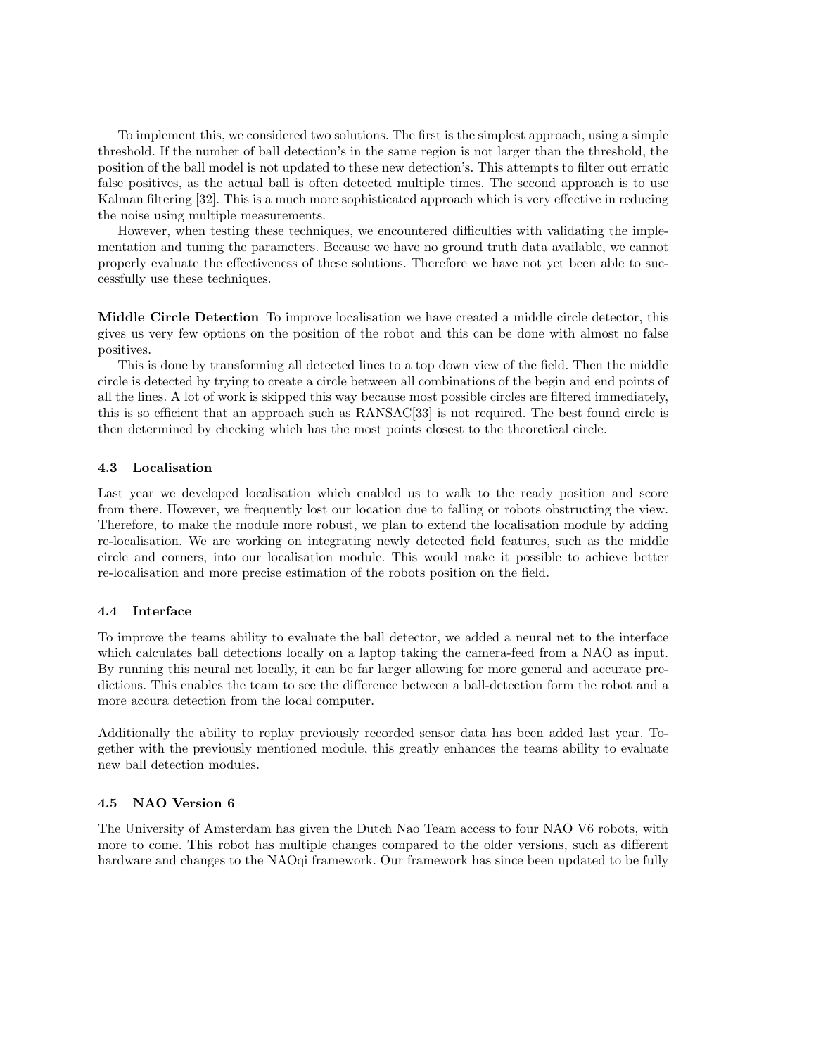To implement this, we considered two solutions. The first is the simplest approach, using a simple threshold. If the number of ball detection's in the same region is not larger than the threshold, the position of the ball model is not updated to these new detection's. This attempts to filter out erratic false positives, as the actual ball is often detected multiple times. The second approach is to use Kalman filtering [32]. This is a much more sophisticated approach which is very effective in reducing the noise using multiple measurements.

However, when testing these techniques, we encountered difficulties with validating the implementation and tuning the parameters. Because we have no ground truth data available, we cannot properly evaluate the effectiveness of these solutions. Therefore we have not yet been able to successfully use these techniques.

**Middle Circle Detection** To improve localisation we have created a middle circle detector, this gives us very few options on the position of the robot and this can be done with almost no false positives.

This is done by transforming all detected lines to a top down view of the field. Then the middle circle is detected by trying to create a circle between all combinations of the begin and end points of all the lines. A lot of work is skipped this way because most possible circles are filtered immediately, this is so efficient that an approach such as RANSAC[33] is not required. The best found circle is then determined by checking which has the most points closest to the theoretical circle.

### 4.3 Localisation

Last year we developed localisation which enabled us to walk to the ready position and score from there. However, we frequently lost our location due to falling or robots obstructing the view. Therefore, to make the module more robust, we plan to extend the localisation module by adding re-localisation. We are working on integrating newly detected field features, such as the middle circle and corners, into our localisation module. This would make it possible to achieve better re-localisation and more precise estimation of the robots position on the field.

### 4.4 Interface

To improve the teams ability to evaluate the ball detector, we added a neural net to the interface which calculates ball detections locally on a laptop taking the camera-feed from a NAO as input. By running this neural net locally, it can be far larger allowing for more general and accurate predictions. This enables the team to see the difference between a ball-detection form the robot and a more accura detection from the local computer.

Additionally the ability to replay previously recorded sensor data has been added last year. Together with the previously mentioned module, this greatly enhances the teams ability to evaluate new ball detection modules.

### 4.5 NAO Version 6

The University of Amsterdam has given the Dutch Nao Team access to four NAO V6 robots, with more to come. This robot has multiple changes compared to the older versions, such as different hardware and changes to the NAOqi framework. Our framework has since been updated to be fully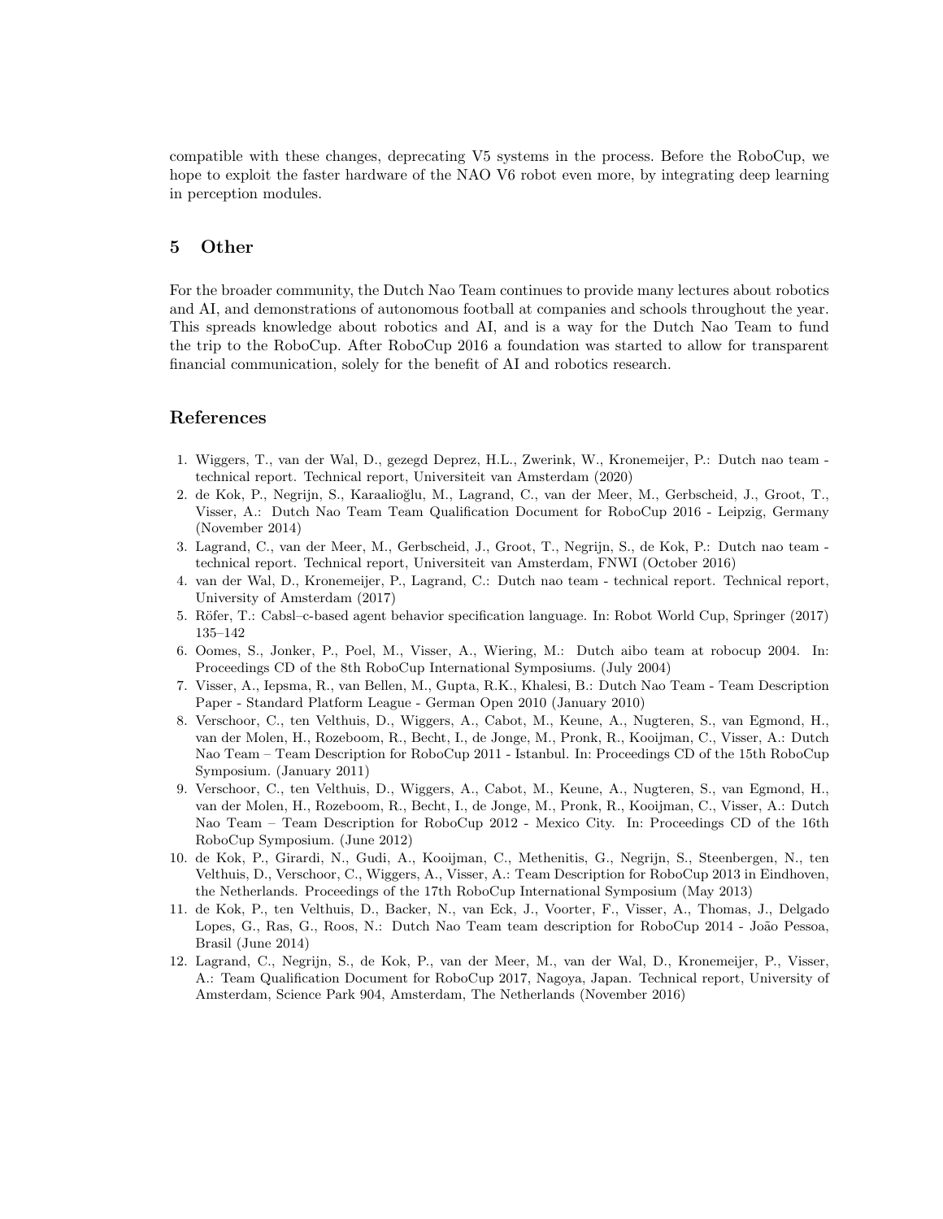compatible with these changes, deprecating V5 systems in the process. Before the RoboCup, we hope to exploit the faster hardware of the NAO V6 robot even more, by integrating deep learning in perception modules.

## 5 Other

For the broader community, the Dutch Nao Team continues to provide many lectures about robotics and AI, and demonstrations of autonomous football at companies and schools throughout the year. This spreads knowledge about robotics and AI, and is a way for the Dutch Nao Team to fund the trip to the RoboCup. After RoboCup 2016 a foundation was started to allow for transparent financial communication, solely for the benefit of AI and robotics research.

## References

1. Wiggers, T., van der Wal, D., gezegd Deprez, H.L., Zwerink, W., Kronemeijer, P.: Dutch nao team - technical report. Technical report, Universiteit van Amsterdam (2020)
2. de Kok, P., Negrijn, S., Karaalioğlu, M., Lagrand, C., van der Meer, M., Gerbscheid, J., Groot, T., Visser, A.: Dutch Nao Team Team Qualification Document for RoboCup 2016 - Leipzig, Germany (November 2014)
3. Lagrand, C., van der Meer, M., Gerbscheid, J., Groot, T., Negrijn, S., de Kok, P.: Dutch nao team - technical report. Technical report, Universiteit van Amsterdam, FNWI (October 2016)
4. van der Wal, D., Kronemeijer, P., Lagrand, C.: Dutch nao team - technical report. Technical report, University of Amsterdam (2017)
5. Röfer, T.: Cabsl–c-based agent behavior specification language. In: Robot World Cup, Springer (2017) 135–142
6. Oomes, S., Jonker, P., Poel, M., Visser, A., Wiering, M.: Dutch aibo team at robocup 2004. In: Proceedings CD of the 8th RoboCup International Symposiums. (July 2004)
7. Visser, A., Iepsma, R., van Bellen, M., Gupta, R.K., Khalesi, B.: Dutch Nao Team - Team Description Paper - Standard Platform League - German Open 2010 (January 2010)
8. Verschoor, C., ten Velthuis, D., Wiggers, A., Cabot, M., Keune, A., Nugteren, S., van Egmond, H., van der Molen, H., Rozeboom, R., Becht, I., de Jonge, M., Pronk, R., Kooijman, C., Visser, A.: Dutch Nao Team – Team Description for RoboCup 2011 - Istanbul. In: Proceedings CD of the 15th RoboCup Symposium. (January 2011)
9. Verschoor, C., ten Velthuis, D., Wiggers, A., Cabot, M., Keune, A., Nugteren, S., van Egmond, H., van der Molen, H., Rozeboom, R., Becht, I., de Jonge, M., Pronk, R., Kooijman, C., Visser, A.: Dutch Nao Team – Team Description for RoboCup 2012 - Mexico City. In: Proceedings CD of the 16th RoboCup Symposium. (June 2012)
10. de Kok, P., Girardi, N., Gudi, A., Kooijman, C., Methenitis, G., Negrijn, S., Steenbergen, N., ten Velthuis, D., Verschoor, C., Wiggers, A., Visser, A.: Team Description for RoboCup 2013 in Eindhoven, the Netherlands. Proceedings of the 17th RoboCup International Symposium (May 2013)
11. de Kok, P., ten Velthuis, D., Backer, N., van Eck, J., Voorter, F., Visser, A., Thomas, J., Delgado Lopes, G., Ras, G., Roos, N.: Dutch Nao Team team description for RoboCup 2014 - João Pessoa, Brasil (June 2014)
12. Lagrand, C., Negrijn, S., de Kok, P., van der Meer, M., van der Wal, D., Kronemeijer, P., Visser, A.: Team Qualification Document for RoboCup 2017, Nagoya, Japan. Technical report, University of Amsterdam, Science Park 904, Amsterdam, The Netherlands (November 2016)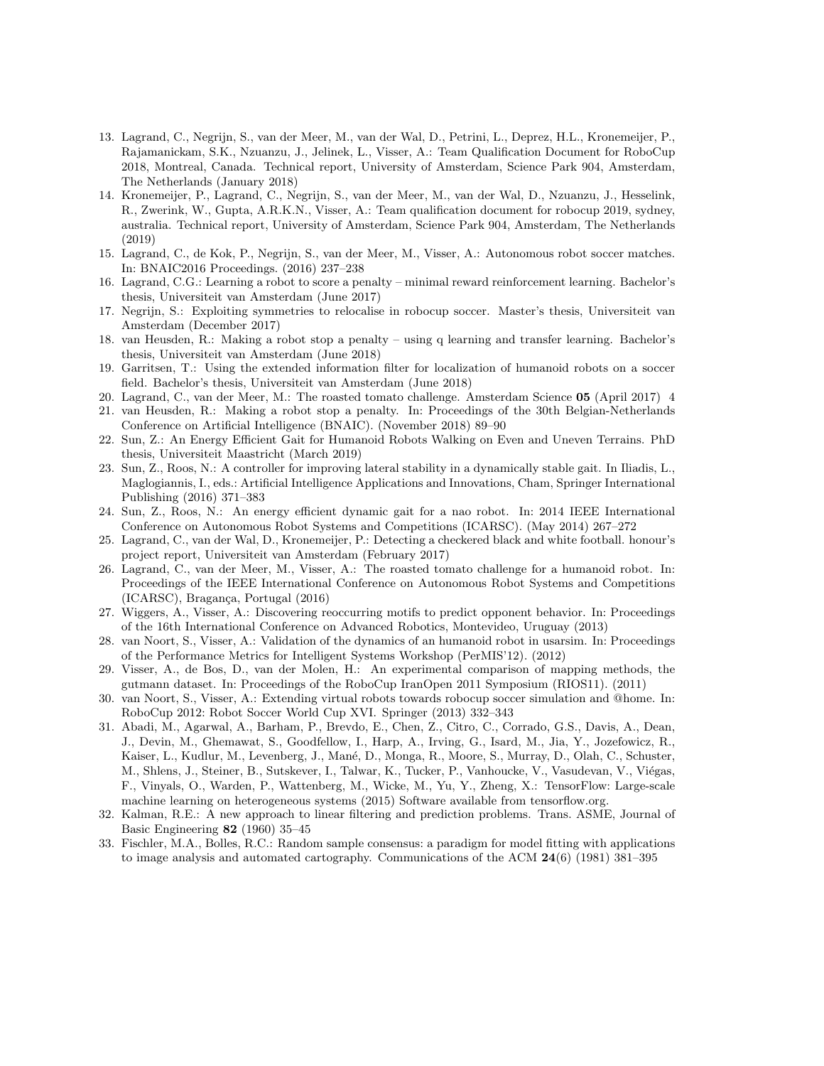13. Lagrand, C., Negrijn, S., van der Meer, M., van der Wal, D., Petrini, L., Deprez, H.L., Kronemeijer, P., Rajamanickam, S.K., Nzuanzu, J., Jelinek, L., Visser, A.: Team Qualification Document for RoboCup 2018, Montreal, Canada. Technical report, University of Amsterdam, Science Park 904, Amsterdam, The Netherlands (January 2018)
14. Kronemeijer, P., Lagrand, C., Negrijn, S., van der Meer, M., van der Wal, D., Nzuanzu, J., Hesselink, R., Zwerink, W., Gupta, A.R.K.N., Visser, A.: Team qualification document for robocup 2019, sydney, australia. Technical report, University of Amsterdam, Science Park 904, Amsterdam, The Netherlands (2019)
15. Lagrand, C., de Kok, P., Negrijn, S., van der Meer, M., Visser, A.: Autonomous robot soccer matches. In: BNAIC2016 Proceedings. (2016) 237–238
16. Lagrand, C.G.: Learning a robot to score a penalty – minimal reward reinforcement learning. Bachelor's thesis, Universiteit van Amsterdam (June 2017)
17. Negrijn, S.: Exploiting symmetries to relocalise in robocup soccer. Master's thesis, Universiteit van Amsterdam (December 2017)
18. van Heusden, R.: Making a robot stop a penalty – using q learning and transfer learning. Bachelor's thesis, Universiteit van Amsterdam (June 2018)
19. Garritsen, T.: Using the extended information filter for localization of humanoid robots on a soccer field. Bachelor's thesis, Universiteit van Amsterdam (June 2018)
20. Lagrand, C., van der Meer, M.: The roasted tomato challenge. Amsterdam Science **05** (April 2017) 4
21. van Heusden, R.: Making a robot stop a penalty. In: Proceedings of the 30th Belgian-Netherlands Conference on Artificial Intelligence (BNAIC). (November 2018) 89–90
22. Sun, Z.: An Energy Efficient Gait for Humanoid Robots Walking on Even and Uneven Terrains. PhD thesis, Universiteit Maastricht (March 2019)
23. Sun, Z., Roos, N.: A controller for improving lateral stability in a dynamically stable gait. In Iliadis, L., Maglogiannis, I., eds.: Artificial Intelligence Applications and Innovations, Cham, Springer International Publishing (2016) 371–383
24. Sun, Z., Roos, N.: An energy efficient dynamic gait for a nao robot. In: 2014 IEEE International Conference on Autonomous Robot Systems and Competitions (ICARSC). (May 2014) 267–272
25. Lagrand, C., van der Wal, D., Kronemeijer, P.: Detecting a checkered black and white football. honour's project report, Universiteit van Amsterdam (February 2017)
26. Lagrand, C., van der Meer, M., Visser, A.: The roasted tomato challenge for a humanoid robot. In: Proceedings of the IEEE International Conference on Autonomous Robot Systems and Competitions (ICARSC), Bragança, Portugal (2016)
27. Wiggers, A., Visser, A.: Discovering reoccurring motifs to predict opponent behavior. In: Proceedings of the 16th International Conference on Advanced Robotics, Montevideo, Uruguay (2013)
28. van Noort, S., Visser, A.: Validation of the dynamics of an humanoid robot in usarsim. In: Proceedings of the Performance Metrics for Intelligent Systems Workshop (PerMIS'12). (2012)
29. Visser, A., de Bos, D., van der Molen, H.: An experimental comparison of mapping methods, the gutmann dataset. In: Proceedings of the RoboCup IranOpen 2011 Symposium (RIOS11). (2011)
30. van Noort, S., Visser, A.: Extending virtual robots towards robocup soccer simulation and @home. In: RoboCup 2012: Robot Soccer World Cup XVI. Springer (2013) 332–343
31. Abadi, M., Agarwal, A., Barham, P., Brevdo, E., Chen, Z., Citro, C., Corrado, G.S., Davis, A., Dean, J., Devin, M., Ghemawat, S., Goodfellow, I., Harp, A., Irving, G., Isard, M., Jia, Y., Jozefowicz, R., Kaiser, L., Kudlur, M., Levenberg, J., Mané, D., Monga, R., Moore, S., Murray, D., Olah, C., Schuster, M., Shlens, J., Steiner, B., Sutskever, I., Talwar, K., Tucker, P., Vanhoucke, V., Vasudevan, V., Viégas, F., Vinyals, O., Warden, P., Wattenberg, M., Wicke, M., Yu, Y., Zheng, X.: TensorFlow: Large-scale machine learning on heterogeneous systems (2015) Software available from tensorflow.org.
32. Kalman, R.E.: A new approach to linear filtering and prediction problems. Trans. ASME, Journal of Basic Engineering **82** (1960) 35–45
33. Fischler, M.A., Bolles, R.C.: Random sample consensus: a paradigm for model fitting with applications to image analysis and automated cartography. Communications of the ACM **24**(6) (1981) 381–395